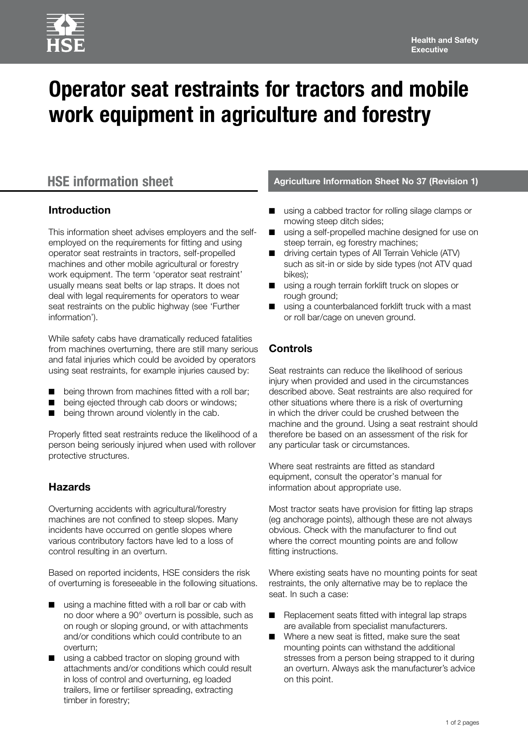# Operator seat restraints for tractors and mobile work equipment in agriculture and forestry

## HSE information sheet

**Agriculture Information Sheet No 37 (Revision 1)**

### Introduction

This information sheet advises employers and the self-employed on the requirements for fitting and using operator seat restraints in tractors, self-propelled machines and other mobile agricultural or forestry work equipment. The term 'operator seat restraint' usually means seat belts or lap straps. It does not deal with legal requirements for operators to wear seat restraints on the public highway (see 'Further information').

While safety cabs have dramatically reduced fatalities from machines overturning, there are still many serious and fatal injuries which could be avoided by operators using seat restraints, for example injuries caused by:

- being thrown from machines fitted with a roll bar;
- being ejected through cab doors or windows;
- being thrown around violently in the cab.

Properly fitted seat restraints reduce the likelihood of a person being seriously injured when used with rollover protective structures.

### Hazards

Overturning accidents with agricultural/forestry machines are not confined to steep slopes. Many incidents have occurred on gentle slopes where various contributory factors have led to a loss of control resulting in an overturn.

Based on reported incidents, HSE considers the risk of overturning is foreseeable in the following situations.

- using a machine fitted with a roll bar or cab with no door where a 90° overturn is possible, such as on rough or sloping ground, or with attachments and/or conditions which could contribute to an overturn;
- using a cabbed tractor on sloping ground with attachments and/or conditions which could result in loss of control and overturning, eg loaded trailers, lime or fertiliser spreading, extracting timber in forestry;
- using a cabbed tractor for rolling silage clamps or mowing steep ditch sides;
- using a self-propelled machine designed for use on steep terrain, eg forestry machines;
- driving certain types of All Terrain Vehicle (ATV) such as sit-in or side by side types (not ATV quad bikes);
- using a rough terrain forklift truck on slopes or rough ground;
- using a counterbalanced forklift truck with a mast or roll bar/cage on uneven ground.

### Controls

Seat restraints can reduce the likelihood of serious injury when provided and used in the circumstances described above. Seat restraints are also required for other situations where there is a risk of overturning in which the driver could be crushed between the machine and the ground. Using a seat restraint should therefore be based on an assessment of the risk for any particular task or circumstances.

Where seat restraints are fitted as standard equipment, consult the operator's manual for information about appropriate use.

Most tractor seats have provision for fitting lap straps (eg anchorage points), although these are not always obvious. Check with the manufacturer to find out where the correct mounting points are and follow fitting instructions.

Where existing seats have no mounting points for seat restraints, the only alternative may be to replace the seat. In such a case:

- Replacement seats fitted with integral lap straps are available from specialist manufacturers.
- Where a new seat is fitted, make sure the seat mounting points can withstand the additional stresses from a person being strapped to it during an overturn. Always ask the manufacturer's advice on this point.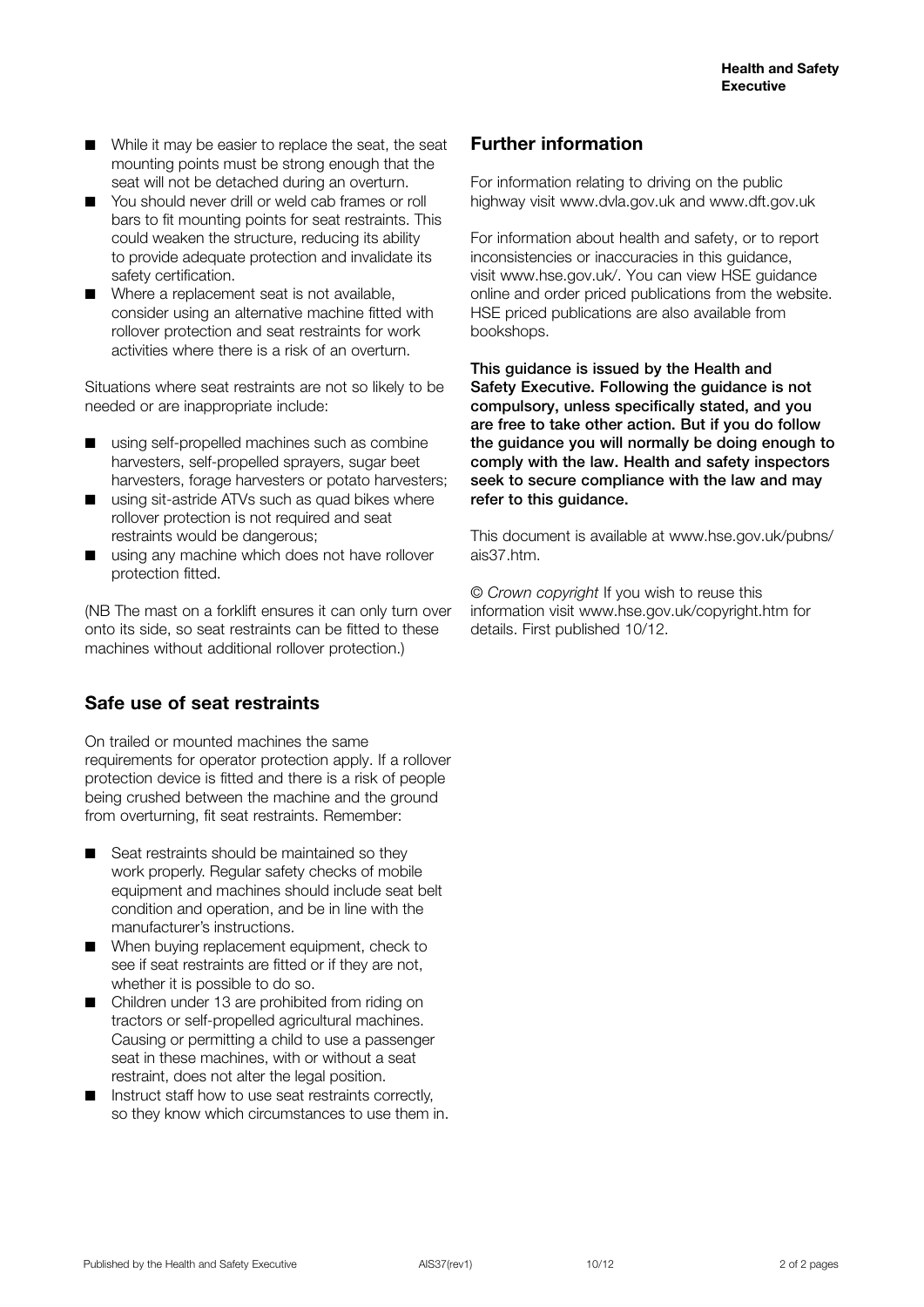- While it may be easier to replace the seat, the seat mounting points must be strong enough that the seat will not be detached during an overturn.
- You should never drill or weld cab frames or roll bars to fit mounting points for seat restraints. This could weaken the structure, reducing its ability to provide adequate protection and invalidate its safety certification.
- Where a replacement seat is not available, consider using an alternative machine fitted with rollover protection and seat restraints for work activities where there is a risk of an overturn.

Situations where seat restraints are not so likely to be needed or are inappropriate include:

- using self-propelled machines such as combine harvesters, self-propelled sprayers, sugar beet harvesters, forage harvesters or potato harvesters;
- using sit-astride ATVs such as quad bikes where rollover protection is not required and seat restraints would be dangerous;
- using any machine which does not have rollover protection fitted.

(NB The mast on a forklift ensures it can only turn over onto its side, so seat restraints can be fitted to these machines without additional rollover protection.)

## Safe use of seat restraints

On trailed or mounted machines the same requirements for operator protection apply. If a rollover protection device is fitted and there is a risk of people being crushed between the machine and the ground from overturning, fit seat restraints. Remember:

- Seat restraints should be maintained so they work properly. Regular safety checks of mobile equipment and machines should include seat belt condition and operation, and be in line with the manufacturer's instructions.
- When buying replacement equipment, check to see if seat restraints are fitted or if they are not, whether it is possible to do so.
- Children under 13 are prohibited from riding on tractors or self-propelled agricultural machines. Causing or permitting a child to use a passenger seat in these machines, with or without a seat restraint, does not alter the legal position.
- Instruct staff how to use seat restraints correctly, so they know which circumstances to use them in.

## Further information

For information relating to driving on the public highway visit www.dvla.gov.uk and www.dft.gov.uk

For information about health and safety, or to report inconsistencies or inaccuracies in this guidance, visit www.hse.gov.uk/. You can view HSE guidance online and order priced publications from the website. HSE priced publications are also available from bookshops.

**This guidance is issued by the Health and Safety Executive. Following the guidance is not compulsory, unless specifically stated, and you are free to take other action. But if you do follow the guidance you will normally be doing enough to comply with the law. Health and safety inspectors seek to secure compliance with the law and may refer to this guidance.**

This document is available at www.hse.gov.uk/pubns/ais37.htm.

© *Crown copyright* If you wish to reuse this information visit www.hse.gov.uk/copyright.htm for details. First published 10/12.